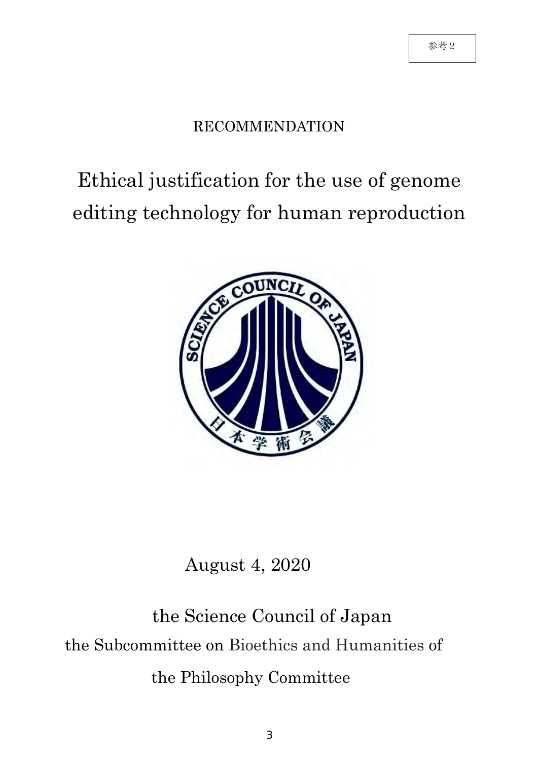参考2

RECOMMENDATION

# Ethical justification for the use of genome editing technology for human reproduction

August 4, 2020

the Science Council of Japan

the Subcommittee on Bioethics and Humanities of

the Philosophy Committee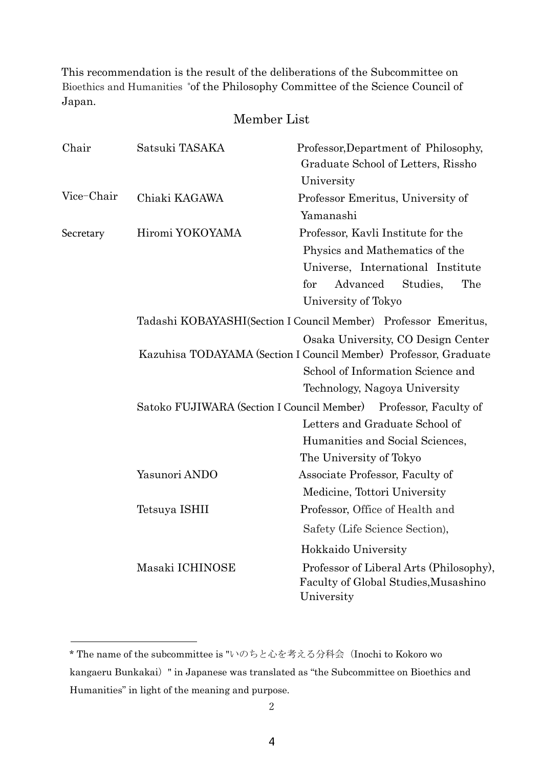This recommendation is the result of the deliberations of the Subcommittee on Bioethics and Humanities [*] of the Philosophy Committee of the Science Council of Japan.

## Member List

| | | |
|---|---|---|
| Chair | Satsuki TASAKA | Professor,Department of Philosophy, Graduate School of Letters, Rissho University |
| Vice-Chair | Chiaki KAGAWA | Professor Emeritus, University of Yamanashi |
| Secretary | Hiromi YOKOYAMA | Professor, Kavli Institute for the Physics and Mathematics of the Universe, International Institute for Advanced Studies, The University of Tokyo |
| | Tadashi KOBAYASHI(Section I Council Member) | Professor Emeritus, Osaka University, CO Design Center |
| | Kazuhisa TODAYAMA (Section I Council Member) | Professor, Graduate School of Information Science and Technology, Nagoya University |
| | Satoko FUJIWARA (Section I Council Member) | Professor, Faculty of Letters and Graduate School of Humanities and Social Sciences, The University of Tokyo |
| | Yasunori ANDO | Associate Professor, Faculty of Medicine, Tottori University |
| | Tetsuya ISHII | Professor, Office of Health and Safety (Life Science Section), Hokkaido University |
| | Masaki ICHINOSE | Professor of Liberal Arts (Philosophy), Faculty of Global Studies,Musashino University |

---

* The name of the subcommittee is "いのちと心を考える分科会（Inochi to Kokoro wo kangaeru Bunkakai）" in Japanese was translated as "the Subcommittee on Bioethics and Humanities" in light of the meaning and purpose.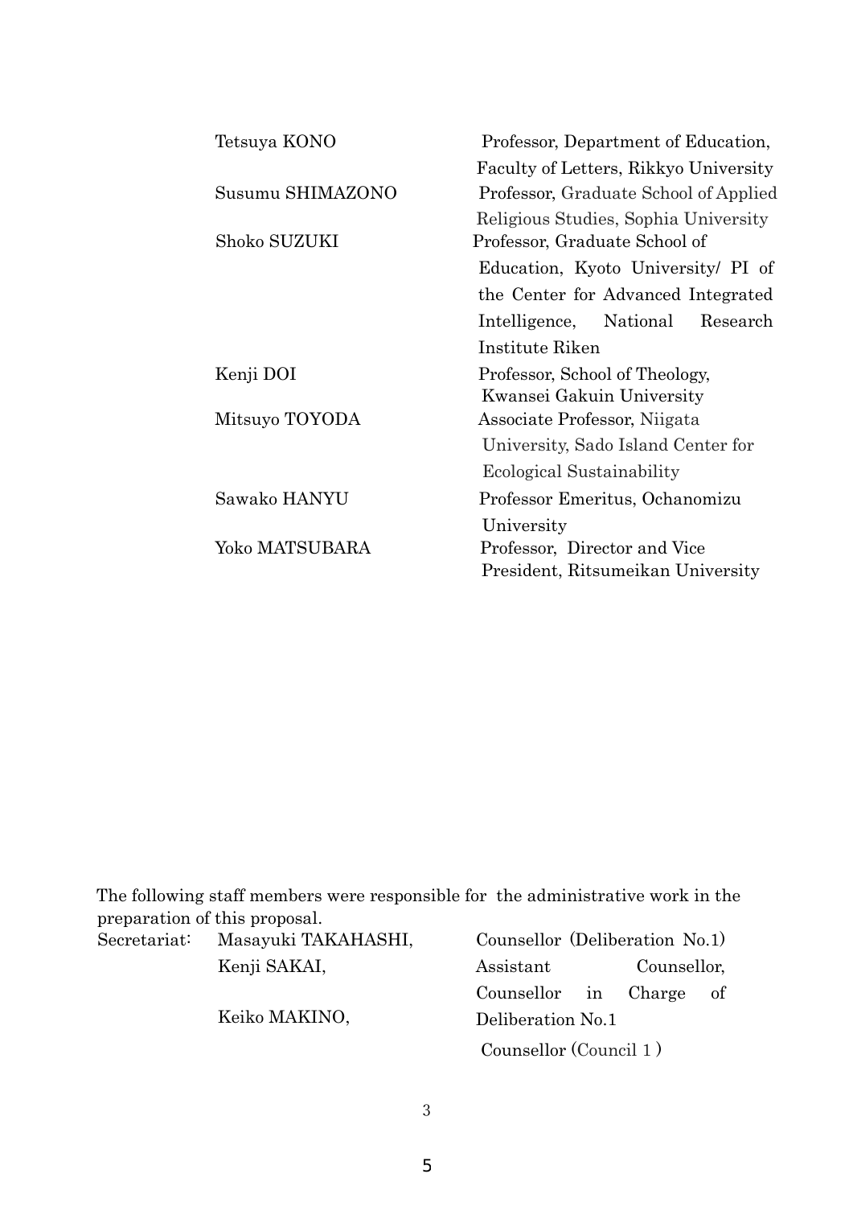| | |
|---|---|
| Tetsuya KONO | Professor, Department of Education, Faculty of Letters, Rikkyo University |
| Susumu SHIMAZONO | Professor, Graduate School of Applied Religious Studies, Sophia University |
| Shoko SUZUKI | Professor, Graduate School of Education, Kyoto University/ PI of the Center for Advanced Integrated Intelligence, National Research Institute Riken |
| Kenji DOI | Professor, School of Theology, Kwansei Gakuin University |
| Mitsuyo TOYODA | Associate Professor, Niigata University, Sado Island Center for Ecological Sustainability |
| Sawako HANYU | Professor Emeritus, Ochanomizu University |
| Yoko MATSUBARA | Professor, Director and Vice President, Ritsumeikan University |

The following staff members were responsible for the administrative work in the preparation of this proposal.

| | | |
|---|---|---|
| Secretariat: | Masayuki TAKAHASHI, | Counsellor (Deliberation No.1) |
| | Kenji SAKAI, | Assistant Counsellor, Counsellor in Charge of Deliberation No.1 |
| | Keiko MAKINO, | Counsellor (Council 1 ) |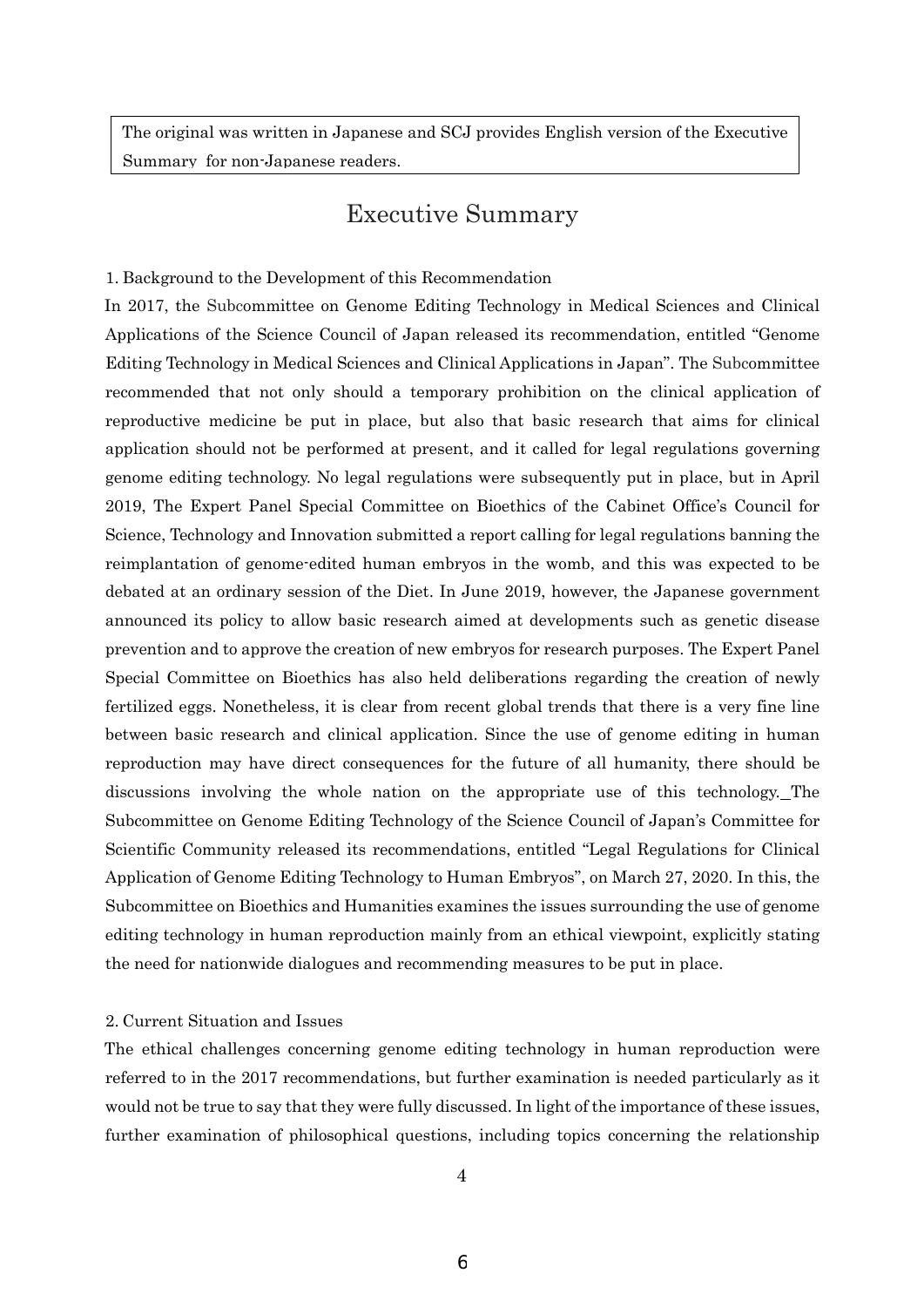The original was written in Japanese and SCJ provides English version of the Executive Summary for non-Japanese readers.

# Executive Summary

1. Background to the Development of this Recommendation

In 2017, the Subcommittee on Genome Editing Technology in Medical Sciences and Clinical Applications of the Science Council of Japan released its recommendation, entitled "Genome Editing Technology in Medical Sciences and Clinical Applications in Japan". The Subcommittee recommended that not only should a temporary prohibition on the clinical application of reproductive medicine be put in place, but also that basic research that aims for clinical application should not be performed at present, and it called for legal regulations governing genome editing technology. No legal regulations were subsequently put in place, but in April 2019, The Expert Panel Special Committee on Bioethics of the Cabinet Office's Council for Science, Technology and Innovation submitted a report calling for legal regulations banning the reimplantation of genome-edited human embryos in the womb, and this was expected to be debated at an ordinary session of the Diet. In June 2019, however, the Japanese government announced its policy to allow basic research aimed at developments such as genetic disease prevention and to approve the creation of new embryos for research purposes. The Expert Panel Special Committee on Bioethics has also held deliberations regarding the creation of newly fertilized eggs. Nonetheless, it is clear from recent global trends that there is a very fine line between basic research and clinical application. Since the use of genome editing in human reproduction may have direct consequences for the future of all humanity, there should be discussions involving the whole nation on the appropriate use of this technology._The Subcommittee on Genome Editing Technology of the Science Council of Japan's Committee for Scientific Community released its recommendations, entitled "Legal Regulations for Clinical Application of Genome Editing Technology to Human Embryos", on March 27, 2020. In this, the Subcommittee on Bioethics and Humanities examines the issues surrounding the use of genome editing technology in human reproduction mainly from an ethical viewpoint, explicitly stating the need for nationwide dialogues and recommending measures to be put in place.

2. Current Situation and Issues

The ethical challenges concerning genome editing technology in human reproduction were referred to in the 2017 recommendations, but further examination is needed particularly as it would not be true to say that they were fully discussed. In light of the importance of these issues, further examination of philosophical questions, including topics concerning the relationship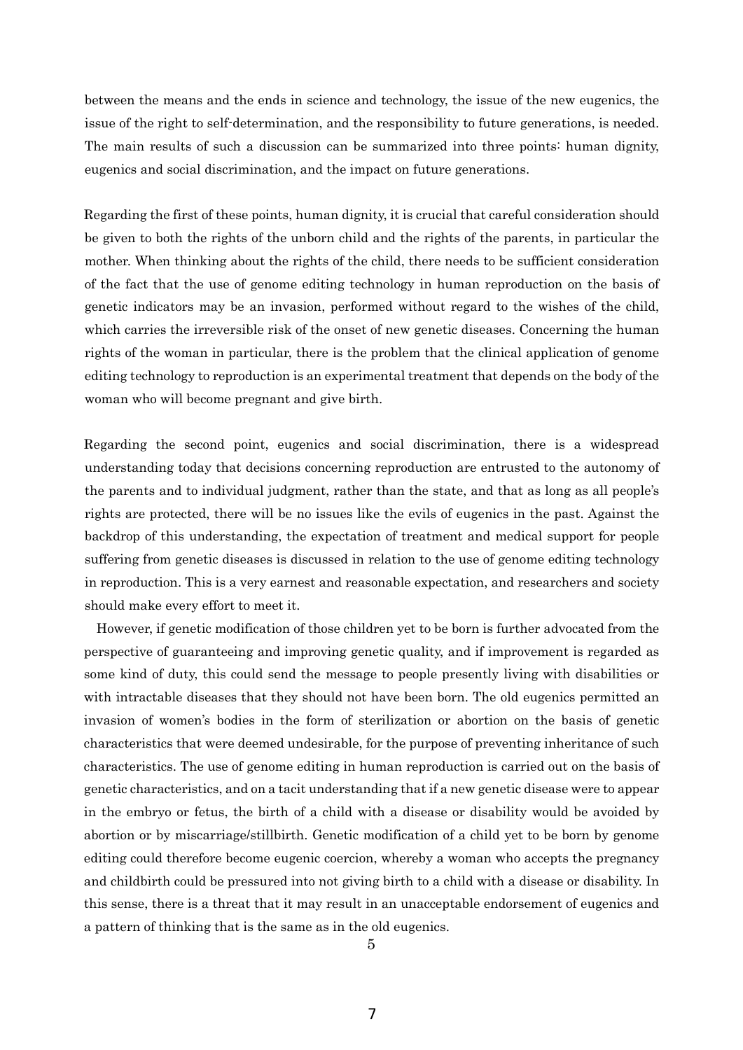between the means and the ends in science and technology, the issue of the new eugenics, the issue of the right to self-determination, and the responsibility to future generations, is needed. The main results of such a discussion can be summarized into three points: human dignity, eugenics and social discrimination, and the impact on future generations.

Regarding the first of these points, human dignity, it is crucial that careful consideration should be given to both the rights of the unborn child and the rights of the parents, in particular the mother. When thinking about the rights of the child, there needs to be sufficient consideration of the fact that the use of genome editing technology in human reproduction on the basis of genetic indicators may be an invasion, performed without regard to the wishes of the child, which carries the irreversible risk of the onset of new genetic diseases. Concerning the human rights of the woman in particular, there is the problem that the clinical application of genome editing technology to reproduction is an experimental treatment that depends on the body of the woman who will become pregnant and give birth.

Regarding the second point, eugenics and social discrimination, there is a widespread understanding today that decisions concerning reproduction are entrusted to the autonomy of the parents and to individual judgment, rather than the state, and that as long as all people's rights are protected, there will be no issues like the evils of eugenics in the past. Against the backdrop of this understanding, the expectation of treatment and medical support for people suffering from genetic diseases is discussed in relation to the use of genome editing technology in reproduction. This is a very earnest and reasonable expectation, and researchers and society should make every effort to meet it.

However, if genetic modification of those children yet to be born is further advocated from the perspective of guaranteeing and improving genetic quality, and if improvement is regarded as some kind of duty, this could send the message to people presently living with disabilities or with intractable diseases that they should not have been born. The old eugenics permitted an invasion of women's bodies in the form of sterilization or abortion on the basis of genetic characteristics that were deemed undesirable, for the purpose of preventing inheritance of such characteristics. The use of genome editing in human reproduction is carried out on the basis of genetic characteristics, and on a tacit understanding that if a new genetic disease were to appear in the embryo or fetus, the birth of a child with a disease or disability would be avoided by abortion or by miscarriage/stillbirth. Genetic modification of a child yet to be born by genome editing could therefore become eugenic coercion, whereby a woman who accepts the pregnancy and childbirth could be pressured into not giving birth to a child with a disease or disability. In this sense, there is a threat that it may result in an unacceptable endorsement of eugenics and a pattern of thinking that is the same as in the old eugenics.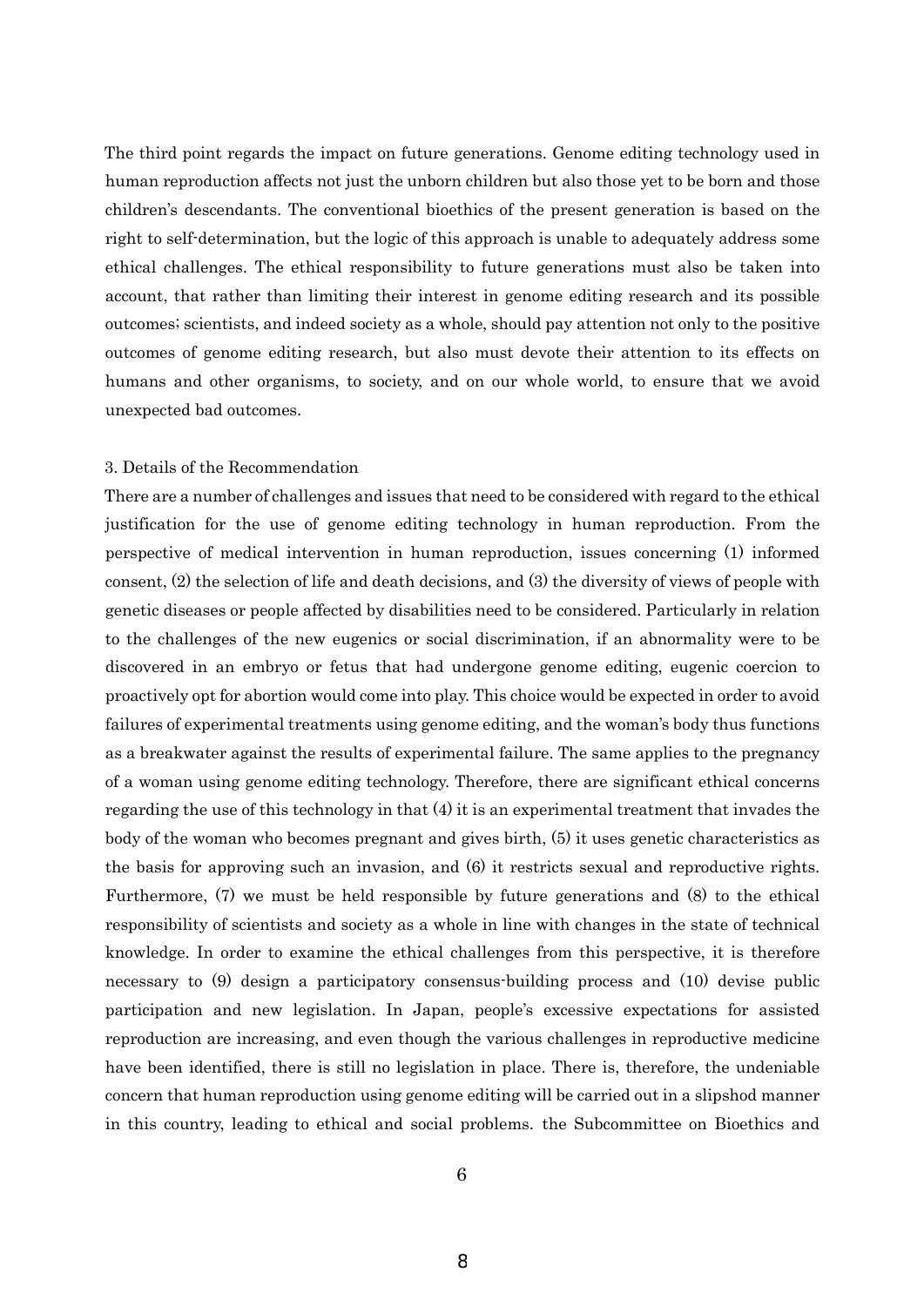The third point regards the impact on future generations. Genome editing technology used in human reproduction affects not just the unborn children but also those yet to be born and those children's descendants. The conventional bioethics of the present generation is based on the right to self-determination, but the logic of this approach is unable to adequately address some ethical challenges. The ethical responsibility to future generations must also be taken into account, that rather than limiting their interest in genome editing research and its possible outcomes; scientists, and indeed society as a whole, should pay attention not only to the positive outcomes of genome editing research, but also must devote their attention to its effects on humans and other organisms, to society, and on our whole world, to ensure that we avoid unexpected bad outcomes.

### 3. Details of the Recommendation

There are a number of challenges and issues that need to be considered with regard to the ethical justification for the use of genome editing technology in human reproduction. From the perspective of medical intervention in human reproduction, issues concerning (1) informed consent, (2) the selection of life and death decisions, and (3) the diversity of views of people with genetic diseases or people affected by disabilities need to be considered. Particularly in relation to the challenges of the new eugenics or social discrimination, if an abnormality were to be discovered in an embryo or fetus that had undergone genome editing, eugenic coercion to proactively opt for abortion would come into play. This choice would be expected in order to avoid failures of experimental treatments using genome editing, and the woman's body thus functions as a breakwater against the results of experimental failure. The same applies to the pregnancy of a woman using genome editing technology. Therefore, there are significant ethical concerns regarding the use of this technology in that (4) it is an experimental treatment that invades the body of the woman who becomes pregnant and gives birth, (5) it uses genetic characteristics as the basis for approving such an invasion, and (6) it restricts sexual and reproductive rights. Furthermore, (7) we must be held responsible by future generations and (8) to the ethical responsibility of scientists and society as a whole in line with changes in the state of technical knowledge. In order to examine the ethical challenges from this perspective, it is therefore necessary to (9) design a participatory consensus-building process and (10) devise public participation and new legislation. In Japan, people's excessive expectations for assisted reproduction are increasing, and even though the various challenges in reproductive medicine have been identified, there is still no legislation in place. There is, therefore, the undeniable concern that human reproduction using genome editing will be carried out in a slipshod manner in this country, leading to ethical and social problems. the Subcommittee on Bioethics and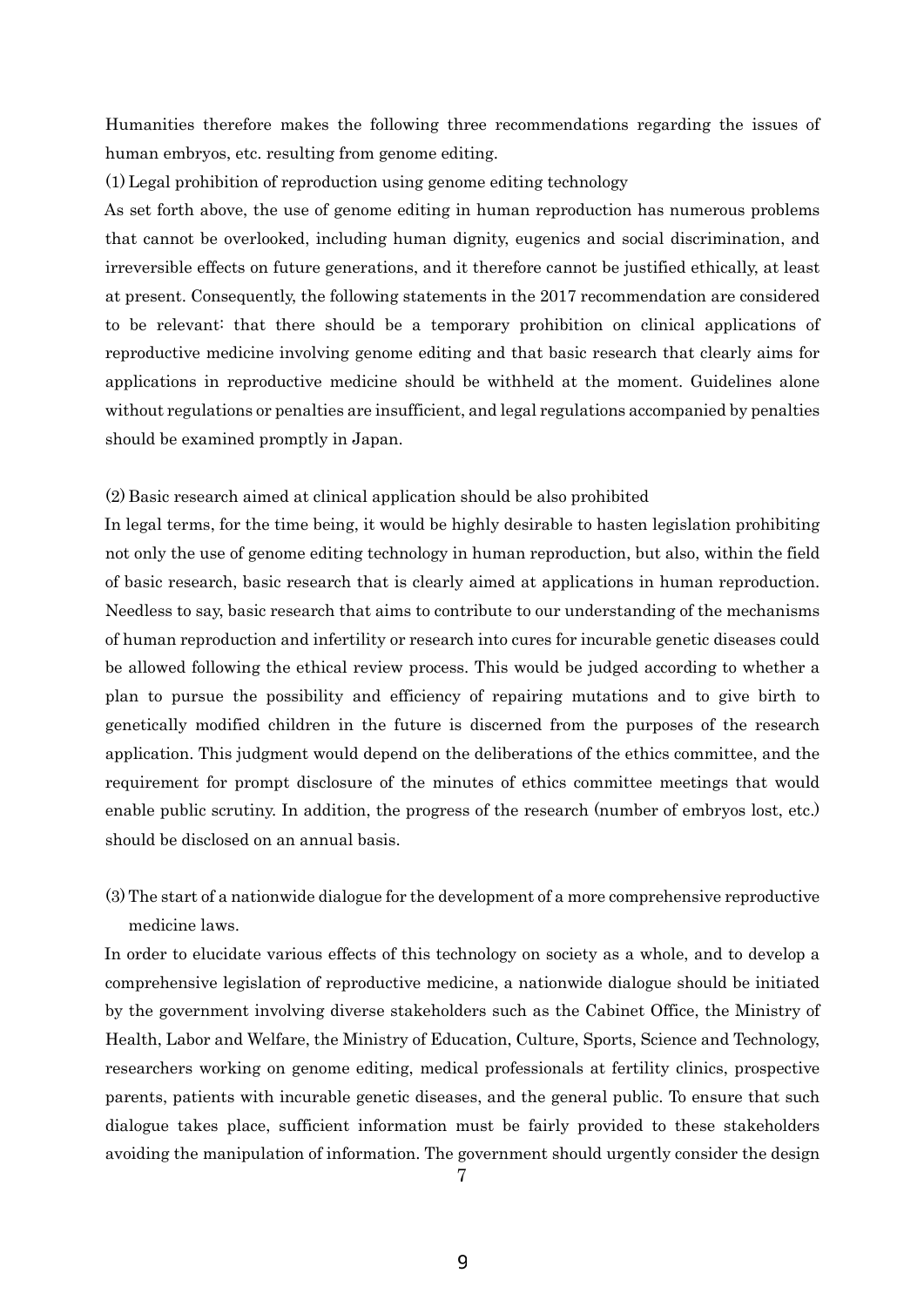Humanities therefore makes the following three recommendations regarding the issues of human embryos, etc. resulting from genome editing.

(1) Legal prohibition of reproduction using genome editing technology

As set forth above, the use of genome editing in human reproduction has numerous problems that cannot be overlooked, including human dignity, eugenics and social discrimination, and irreversible effects on future generations, and it therefore cannot be justified ethically, at least at present. Consequently, the following statements in the 2017 recommendation are considered to be relevant: that there should be a temporary prohibition on clinical applications of reproductive medicine involving genome editing and that basic research that clearly aims for applications in reproductive medicine should be withheld at the moment. Guidelines alone without regulations or penalties are insufficient, and legal regulations accompanied by penalties should be examined promptly in Japan.

(2) Basic research aimed at clinical application should be also prohibited

In legal terms, for the time being, it would be highly desirable to hasten legislation prohibiting not only the use of genome editing technology in human reproduction, but also, within the field of basic research, basic research that is clearly aimed at applications in human reproduction. Needless to say, basic research that aims to contribute to our understanding of the mechanisms of human reproduction and infertility or research into cures for incurable genetic diseases could be allowed following the ethical review process. This would be judged according to whether a plan to pursue the possibility and efficiency of repairing mutations and to give birth to genetically modified children in the future is discerned from the purposes of the research application. This judgment would depend on the deliberations of the ethics committee, and the requirement for prompt disclosure of the minutes of ethics committee meetings that would enable public scrutiny. In addition, the progress of the research (number of embryos lost, etc.) should be disclosed on an annual basis.

(3) The start of a nationwide dialogue for the development of a more comprehensive reproductive medicine laws.

In order to elucidate various effects of this technology on society as a whole, and to develop a comprehensive legislation of reproductive medicine, a nationwide dialogue should be initiated by the government involving diverse stakeholders such as the Cabinet Office, the Ministry of Health, Labor and Welfare, the Ministry of Education, Culture, Sports, Science and Technology, researchers working on genome editing, medical professionals at fertility clinics, prospective parents, patients with incurable genetic diseases, and the general public. To ensure that such dialogue takes place, sufficient information must be fairly provided to these stakeholders avoiding the manipulation of information. The government should urgently consider the design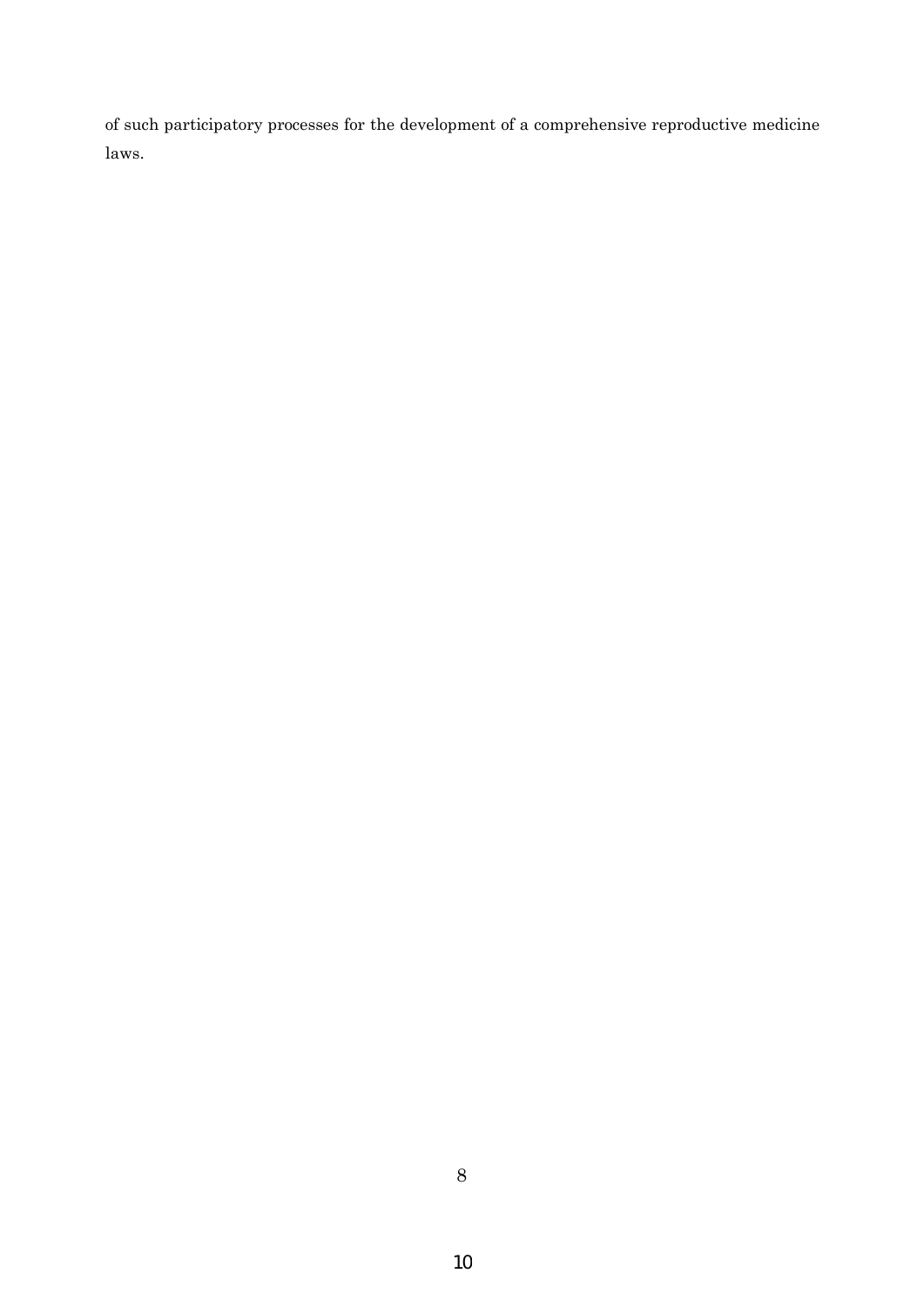of such participatory processes for the development of a comprehensive reproductive medicine laws.